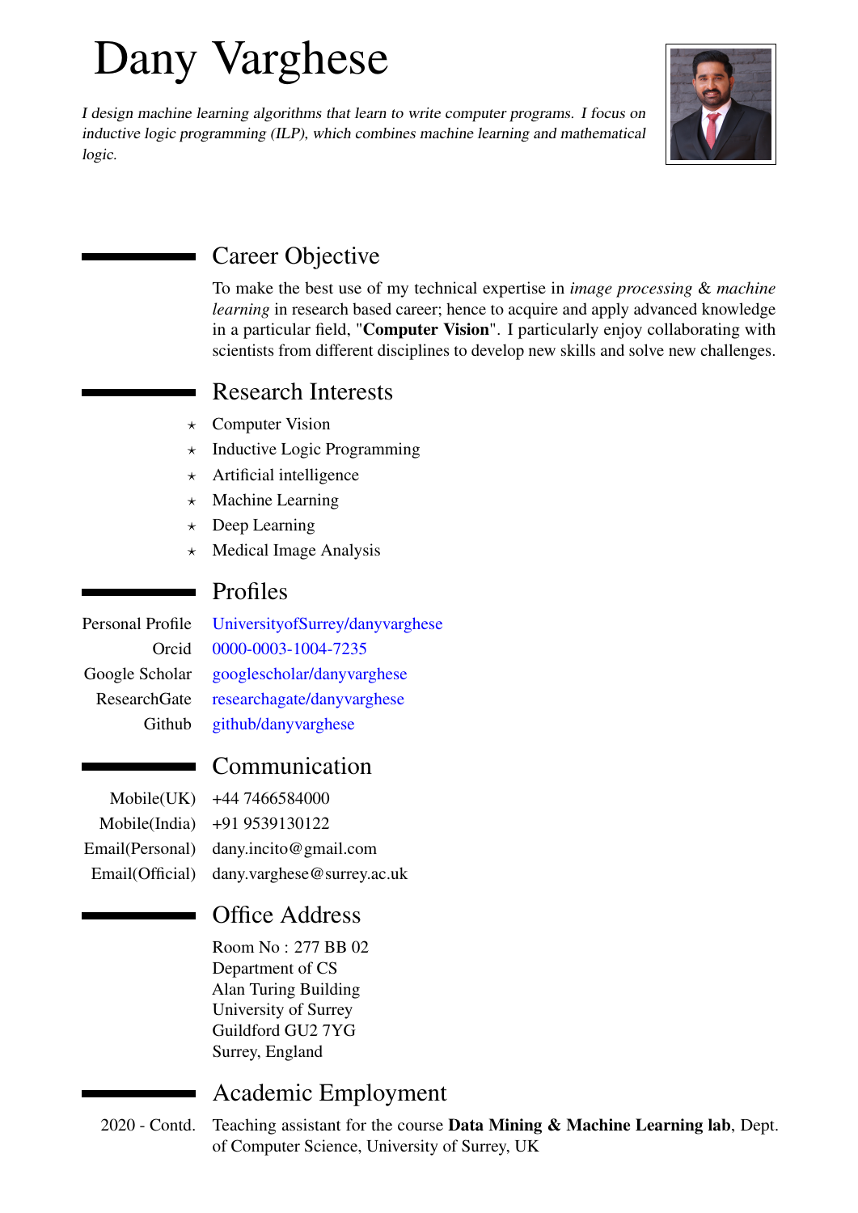# Dany Varghese

*I design machine learning algorithms that learn to write computer programs. I focus on inductive logic programming (ILP), which combines machine learning and mathematical logic.*

## Career Objective

To make the best use of my technical expertise in *image processing* & *machine learning* in research based career; hence to acquire and apply advanced knowledge in a particular field, "**Computer Vision**". I particularly enjoy collaborating with scientists from different disciplines to develop new skills and solve new challenges.

## Research Interests

- ⋆ Computer Vision
- ⋆ Inductive Logic Programming
- ⋆ Artificial intelligence
- ⋆ Machine Learning
- ⋆ Deep Learning
- ⋆ Medical Image Analysis

## Profiles

| | |
|---|---|
| Personal Profile | UniversityofSurrey/danyvarghese |
| Orcid | 0000-0003-1004-7235 |
| Google Scholar | googlescholar/danyvarghese |
| ResearchGate | researchagate/danyvarghese |
| Github | github/danyvarghese |

## Communication

| | |
|---|---|
| Mobile(UK) | +44 7466584000 |
| Mobile(India) | +91 9539130122 |
| Email(Personal) | dany.incito@gmail.com |
| Email(Official) | dany.varghese@surrey.ac.uk |

## Office Address

Room No : 277 BB 02
Department of CS
Alan Turing Building
University of Surrey
Guildford GU2 7YG
Surrey, England

## Academic Employment

2020 - Contd. Teaching assistant for the course **Data Mining & Machine Learning lab**, Dept. of Computer Science, University of Surrey, UK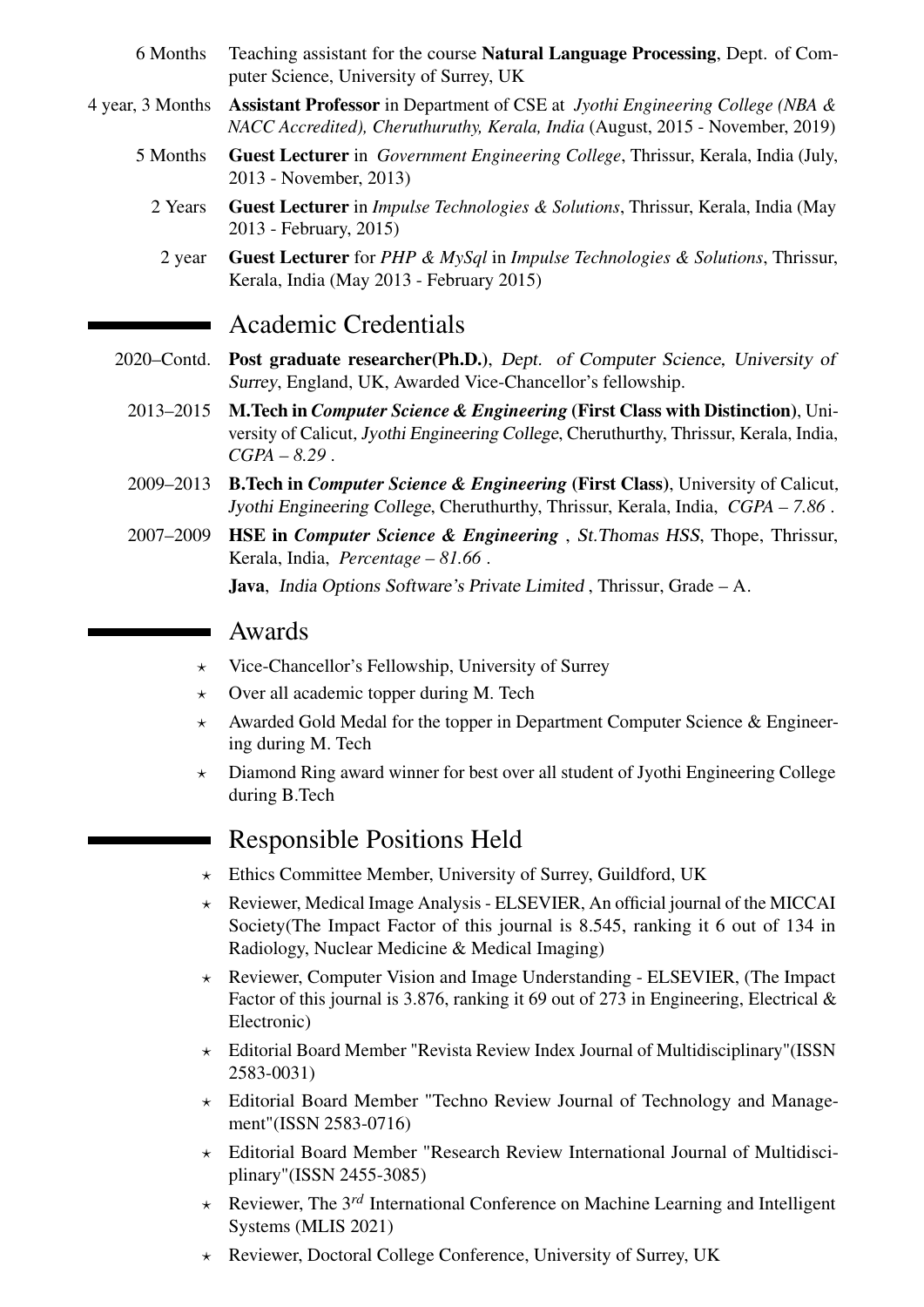6 Months — Teaching assistant for the course **Natural Language Processing**, Dept. of Computer Science, University of Surrey, UK

4 year, 3 Months — **Assistant Professor** in Department of CSE at *Jyothi Engineering College (NBA & NACC Accredited), Cheruthuruthy, Kerala, India* (August, 2015 - November, 2019)

5 Months — **Guest Lecturer** in *Government Engineering College*, Thrissur, Kerala, India (July, 2013 - November, 2013)

2 Years — **Guest Lecturer** in *Impulse Technologies & Solutions*, Thrissur, Kerala, India (May 2013 - February, 2015)

2 year — **Guest Lecturer** for *PHP & MySql* in *Impulse Technologies & Solutions*, Thrissur, Kerala, India (May 2013 - February 2015)

## Academic Credentials

2020–Contd. — **Post graduate researcher(Ph.D.)**, *Dept. of Computer Science, University of Surrey*, England, UK, Awarded Vice-Chancellor's fellowship.

2013–2015 — **M.Tech in *Computer Science & Engineering* (First Class with Distinction)**, University of Calicut, *Jyothi Engineering College*, Cheruthurthy, Thrissur, Kerala, India, *CGPA – 8.29* .

2009–2013 — **B.Tech in *Computer Science & Engineering* (First Class)**, University of Calicut, *Jyothi Engineering College*, Cheruthurthy, Thrissur, Kerala, India, *CGPA – 7.86* .

2007–2009 — **HSE in *Computer Science & Engineering*** , *St.Thomas HSS*, Thope, Thrissur, Kerala, India, *Percentage – 81.66* .

**Java**, *India Options Software's Private Limited* , Thrissur, Grade – A.

## Awards

- Vice-Chancellor's Fellowship, University of Surrey
- Over all academic topper during M. Tech
- Awarded Gold Medal for the topper in Department Computer Science & Engineering during M. Tech
- Diamond Ring award winner for best over all student of Jyothi Engineering College during B.Tech

## Responsible Positions Held

- Ethics Committee Member, University of Surrey, Guildford, UK
- Reviewer, Medical Image Analysis - ELSEVIER, An official journal of the MICCAI Society(The Impact Factor of this journal is 8.545, ranking it 6 out of 134 in Radiology, Nuclear Medicine & Medical Imaging)
- Reviewer, Computer Vision and Image Understanding - ELSEVIER, (The Impact Factor of this journal is 3.876, ranking it 69 out of 273 in Engineering, Electrical & Electronic)
- Editorial Board Member "Revista Review Index Journal of Multidisciplinary"(ISSN 2583-0031)
- Editorial Board Member "Techno Review Journal of Technology and Management"(ISSN 2583-0716)
- Editorial Board Member "Research Review International Journal of Multidisciplinary"(ISSN 2455-3085)
- Reviewer, The 3$^{rd}$ International Conference on Machine Learning and Intelligent Systems (MLIS 2021)
- Reviewer, Doctoral College Conference, University of Surrey, UK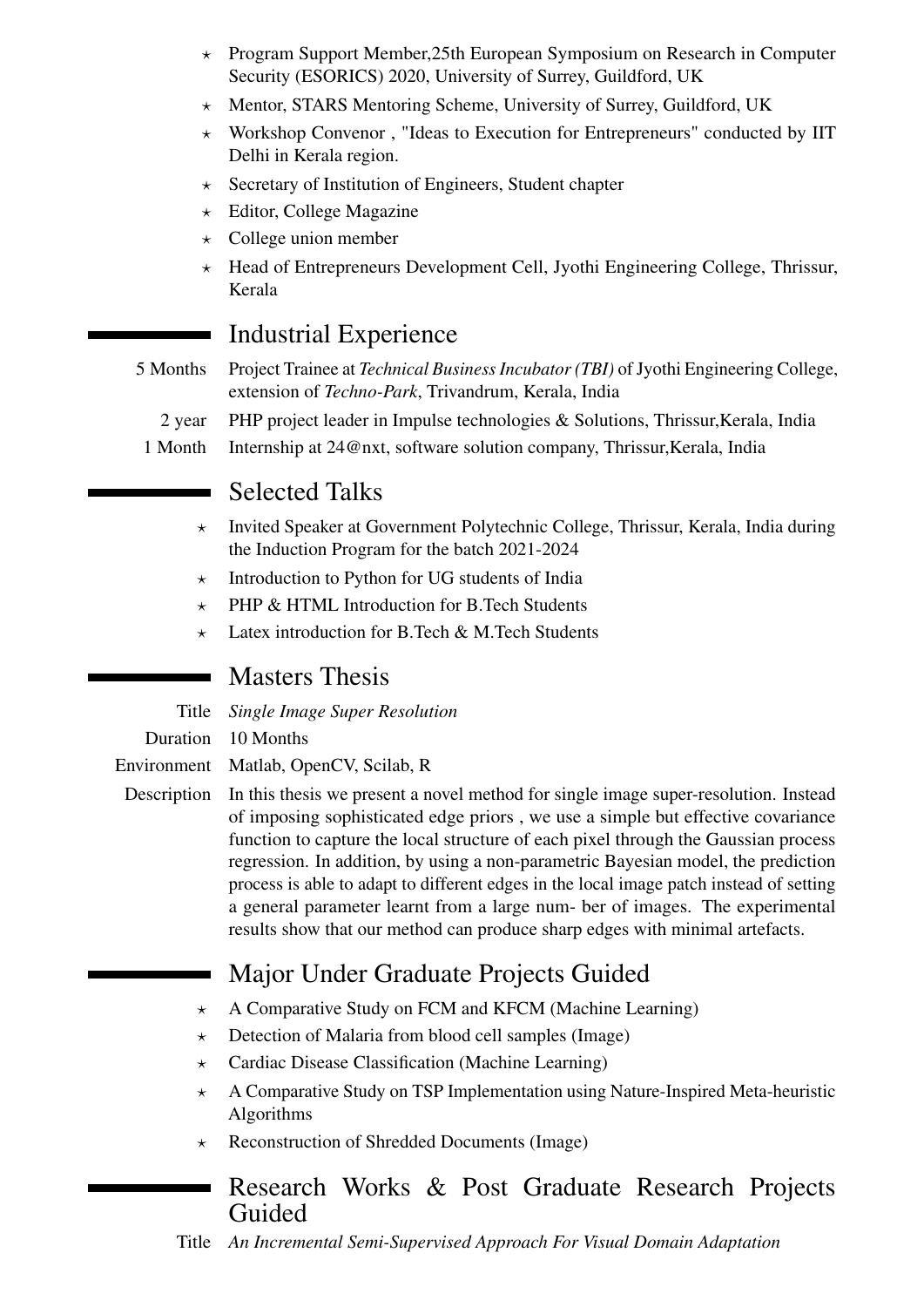- Program Support Member,25th European Symposium on Research in Computer Security (ESORICS) 2020, University of Surrey, Guildford, UK
- Mentor, STARS Mentoring Scheme, University of Surrey, Guildford, UK
- Workshop Convenor , "Ideas to Execution for Entrepreneurs" conducted by IIT Delhi in Kerala region.
- Secretary of Institution of Engineers, Student chapter
- Editor, College Magazine
- College union member
- Head of Entrepreneurs Development Cell, Jyothi Engineering College, Thrissur, Kerala

## Industrial Experience

- 5 Months — Project Trainee at *Technical Business Incubator (TBI)* of Jyothi Engineering College, extension of *Techno-Park*, Trivandrum, Kerala, India
- 2 year — PHP project leader in Impulse technologies & Solutions, Thrissur,Kerala, India
- 1 Month — Internship at 24@nxt, software solution company, Thrissur,Kerala, India

## Selected Talks

- Invited Speaker at Government Polytechnic College, Thrissur, Kerala, India during the Induction Program for the batch 2021-2024
- Introduction to Python for UG students of India
- PHP & HTML Introduction for B.Tech Students
- Latex introduction for B.Tech & M.Tech Students

## Masters Thesis

**Title** *Single Image Super Resolution*

**Duration** 10 Months

**Environment** Matlab, OpenCV, Scilab, R

**Description** In this thesis we present a novel method for single image super-resolution. Instead of imposing sophisticated edge priors , we use a simple but effective covariance function to capture the local structure of each pixel through the Gaussian process regression. In addition, by using a non-parametric Bayesian model, the prediction process is able to adapt to different edges in the local image patch instead of setting a general parameter learnt from a large num- ber of images. The experimental results show that our method can produce sharp edges with minimal artefacts.

## Major Under Graduate Projects Guided

- A Comparative Study on FCM and KFCM (Machine Learning)
- Detection of Malaria from blood cell samples (Image)
- Cardiac Disease Classification (Machine Learning)
- A Comparative Study on TSP Implementation using Nature-Inspired Meta-heuristic Algorithms
- Reconstruction of Shredded Documents (Image)

## Research Works & Post Graduate Research Projects Guided

**Title** *An Incremental Semi-Supervised Approach For Visual Domain Adaptation*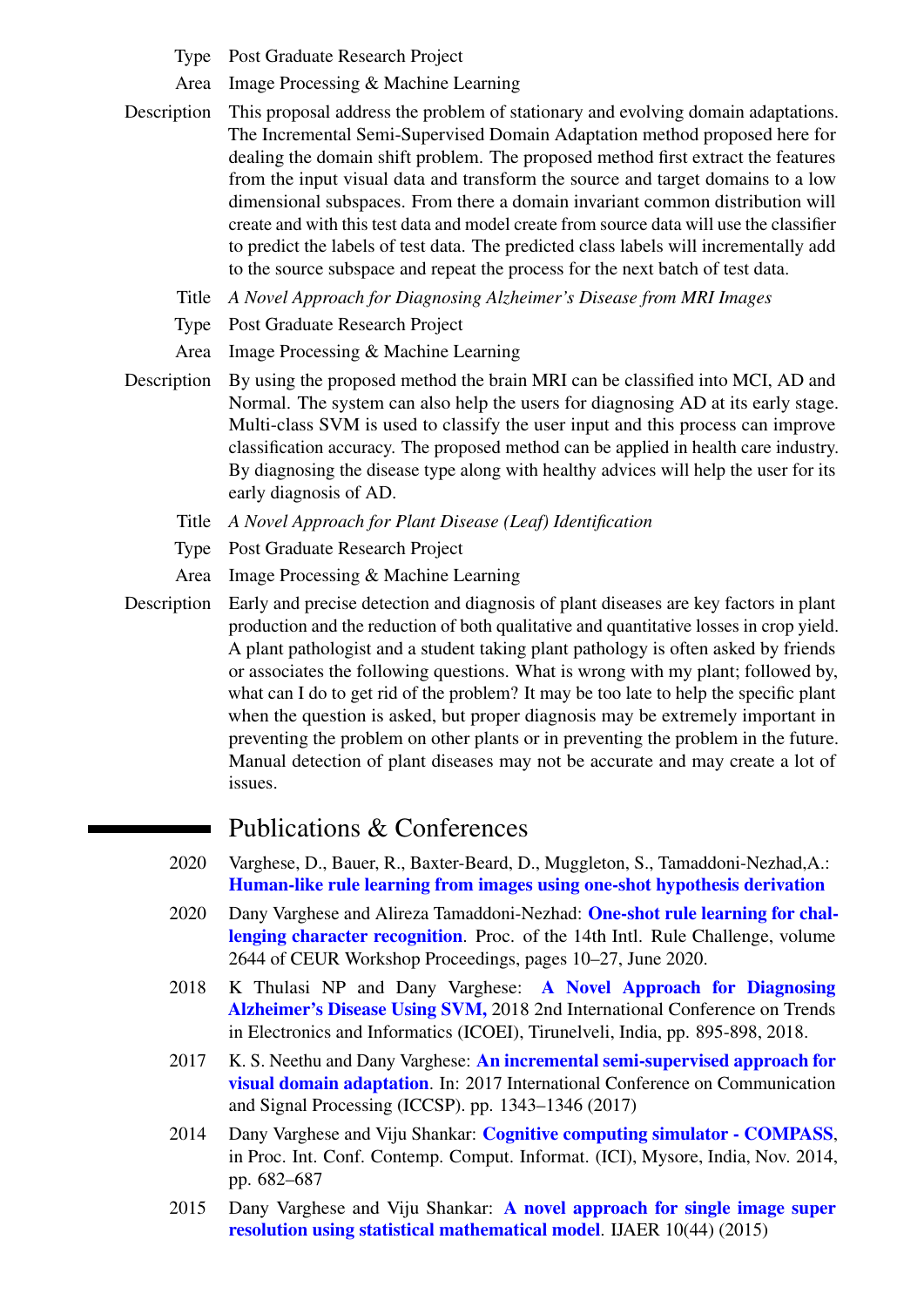**Type** Post Graduate Research Project

**Area** Image Processing & Machine Learning

**Description** This proposal address the problem of stationary and evolving domain adaptations. The Incremental Semi-Supervised Domain Adaptation method proposed here for dealing the domain shift problem. The proposed method first extract the features from the input visual data and transform the source and target domains to a low dimensional subspaces. From there a domain invariant common distribution will create and with this test data and model create from source data will use the classifier to predict the labels of test data. The predicted class labels will incrementally add to the source subspace and repeat the process for the next batch of test data.

**Title** *A Novel Approach for Diagnosing Alzheimer's Disease from MRI Images*

**Type** Post Graduate Research Project

**Area** Image Processing & Machine Learning

**Description** By using the proposed method the brain MRI can be classified into MCI, AD and Normal. The system can also help the users for diagnosing AD at its early stage. Multi-class SVM is used to classify the user input and this process can improve classification accuracy. The proposed method can be applied in health care industry. By diagnosing the disease type along with healthy advices will help the user for its early diagnosis of AD.

**Title** *A Novel Approach for Plant Disease (Leaf) Identification*

**Type** Post Graduate Research Project

**Area** Image Processing & Machine Learning

**Description** Early and precise detection and diagnosis of plant diseases are key factors in plant production and the reduction of both qualitative and quantitative losses in crop yield. A plant pathologist and a student taking plant pathology is often asked by friends or associates the following questions. What is wrong with my plant; followed by, what can I do to get rid of the problem? It may be too late to help the specific plant when the question is asked, but proper diagnosis may be extremely important in preventing the problem on other plants or in preventing the problem in the future. Manual detection of plant diseases may not be accurate and may create a lot of issues.

## Publications & Conferences

- **2020** Varghese, D., Bauer, R., Baxter-Beard, D., Muggleton, S., Tamaddoni-Nezhad,A.: **Human-like rule learning from images using one-shot hypothesis derivation**
- **2020** Dany Varghese and Alireza Tamaddoni-Nezhad: **One-shot rule learning for challenging character recognition**. Proc. of the 14th Intl. Rule Challenge, volume 2644 of CEUR Workshop Proceedings, pages 10–27, June 2020.
- **2018** K Thulasi NP and Dany Varghese: **A Novel Approach for Diagnosing Alzheimer's Disease Using SVM,** 2018 2nd International Conference on Trends in Electronics and Informatics (ICOEI), Tirunelveli, India, pp. 895-898, 2018.
- **2017** K. S. Neethu and Dany Varghese: **An incremental semi-supervised approach for visual domain adaptation**. In: 2017 International Conference on Communication and Signal Processing (ICCSP). pp. 1343–1346 (2017)
- **2014** Dany Varghese and Viju Shankar: **Cognitive computing simulator - COMPASS**, in Proc. Int. Conf. Contemp. Comput. Informat. (ICI), Mysore, India, Nov. 2014, pp. 682–687
- **2015** Dany Varghese and Viju Shankar: **A novel approach for single image super resolution using statistical mathematical model**. IJAER 10(44) (2015)